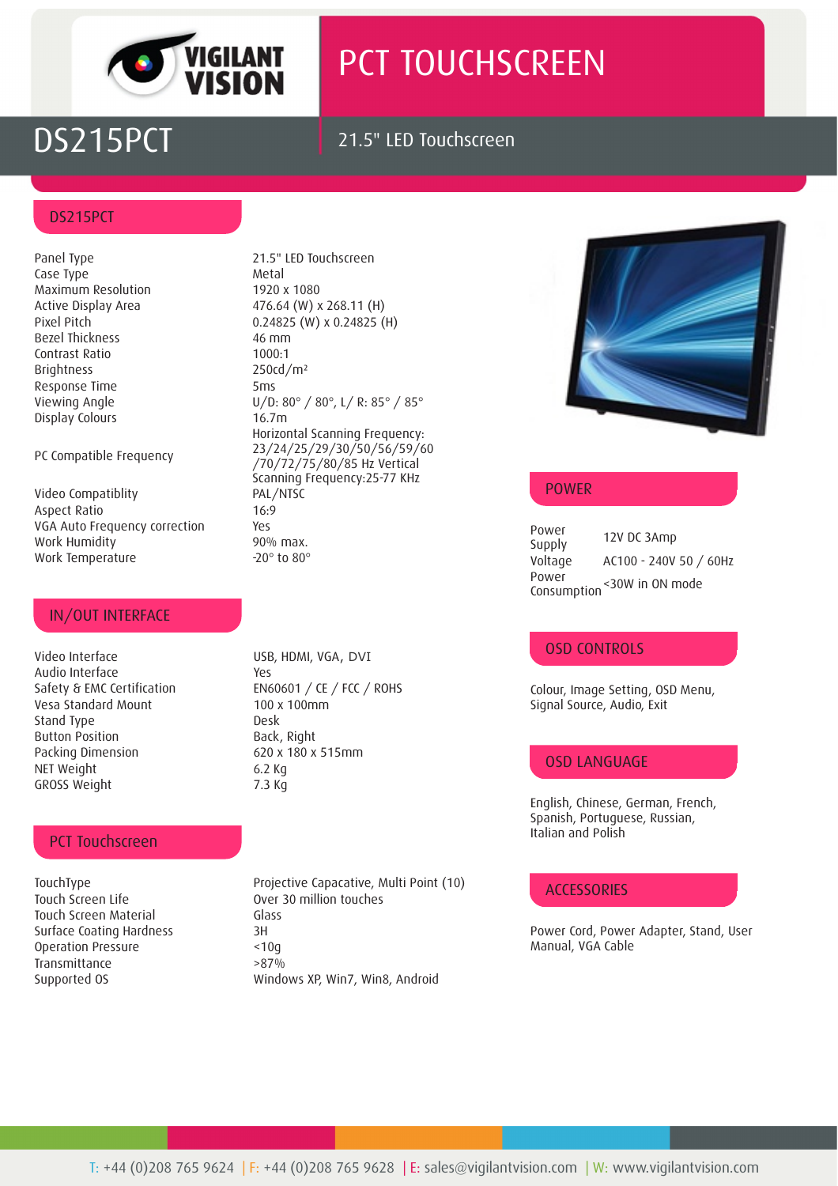# PCT TOUCHSCREEN

## DS215PCT

21.5" LED Touchscreen

### DS215PCT

| | |
|---|---|
| Panel Type | 21.5" LED Touchscreen |
| Case Type | Metal |
| Maximum Resolution | 1920 x 1080 |
| Active Display Area | 476.64 (W) x 268.11 (H) |
| Pixel Pitch | 0.24825 (W) x 0.24825 (H) |
| Bezel Thickness | 46 mm |
| Contrast Ratio | 1000:1 |
| Brightness | 250cd/m² |
| Response Time | 5ms |
| Viewing Angle | U/D: 80° / 80°, L/ R: 85° / 85° |
| Display Colours | 16.7m |
| PC Compatible Frequency | Horizontal Scanning Frequency: 23/24/25/29/30/50/56/59/60 /70/72/75/80/85 Hz Vertical Scanning Frequency:25-77 KHz |
| Video Compatiblity | PAL/NTSC |
| Aspect Ratio | 16:9 |
| VGA Auto Frequency correction | Yes |
| Work Humidity | 90% max. |
| Work Temperature | -20° to 80° |

### IN/OUT INTERFACE

| | |
|---|---|
| Video Interface | USB, HDMI, VGA, DVI |
| Audio Interface | Yes |
| Safety & EMC Certification | EN60601 / CE / FCC / ROHS |
| Vesa Standard Mount | 100 x 100mm |
| Stand Type | Desk |
| Button Position | Back, Right |
| Packing Dimension | 620 x 180 x 515mm |
| NET Weight | 6.2 Kg |
| GROSS Weight | 7.3 Kg |

### PCT Touchscreen

| | |
|---|---|
| TouchType | Projective Capacative, Multi Point (10) |
| Touch Screen Life | Over 30 million touches |
| Touch Screen Material | Glass |
| Surface Coating Hardness | 3H |
| Operation Pressure | <10g |
| Transmittance | >87% |
| Supported OS | Windows XP, Win7, Win8, Android |

### POWER

| | |
|---|---|
| Power Supply | 12V DC 3Amp |
| Voltage | AC100 - 240V 50 / 60Hz |
| Power Consumption | <30W in ON mode |

### OSD CONTROLS

Colour, Image Setting, OSD Menu, Signal Source, Audio, Exit

### OSD LANGUAGE

English, Chinese, German, French, Spanish, Portuguese, Russian, Italian and Polish

### ACCESSORIES

Power Cord, Power Adapter, Stand, User Manual, VGA Cable

T: +44 (0)208 765 9624 | F: +44 (0)208 765 9628 | E: sales@vigilantvision.com | W: www.vigilantvision.com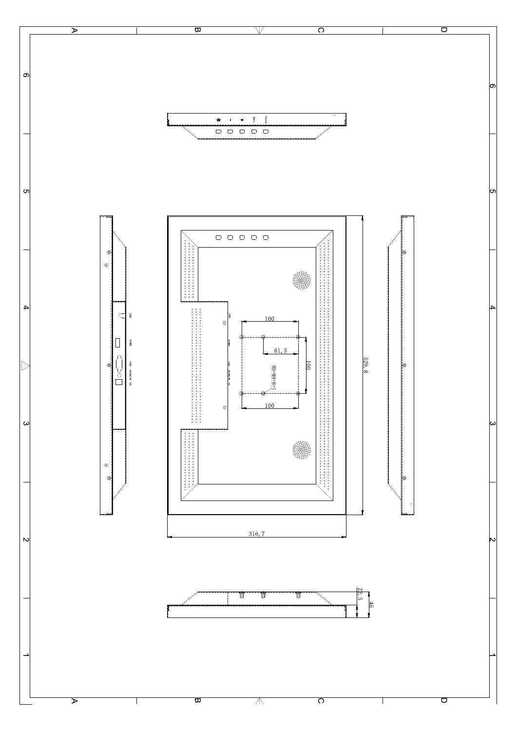Menu

Source

USB

HDMI

VGA

AUDIO IN

DC

100

61,5

100

BS-M4-8-1

100

529,8

316,7

22,5

46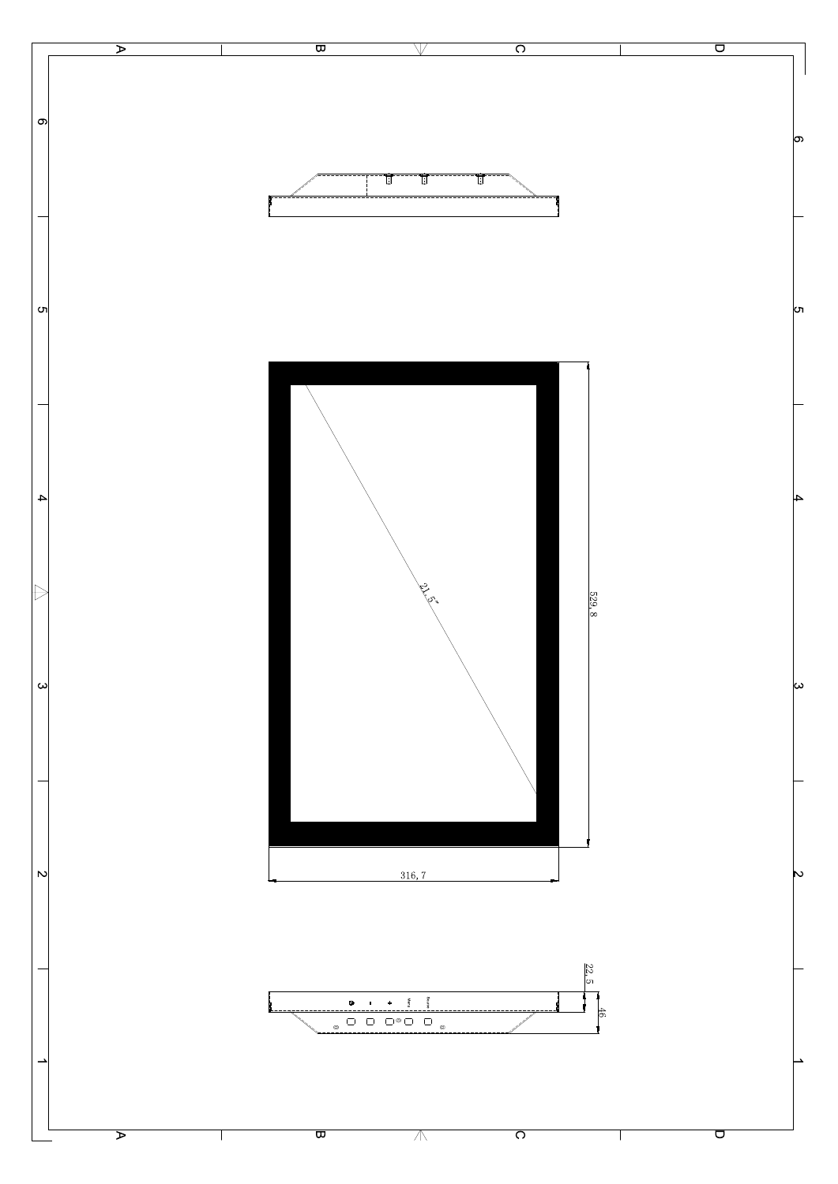21.5"

529.8

316.7

22.5

46

Menu

Source